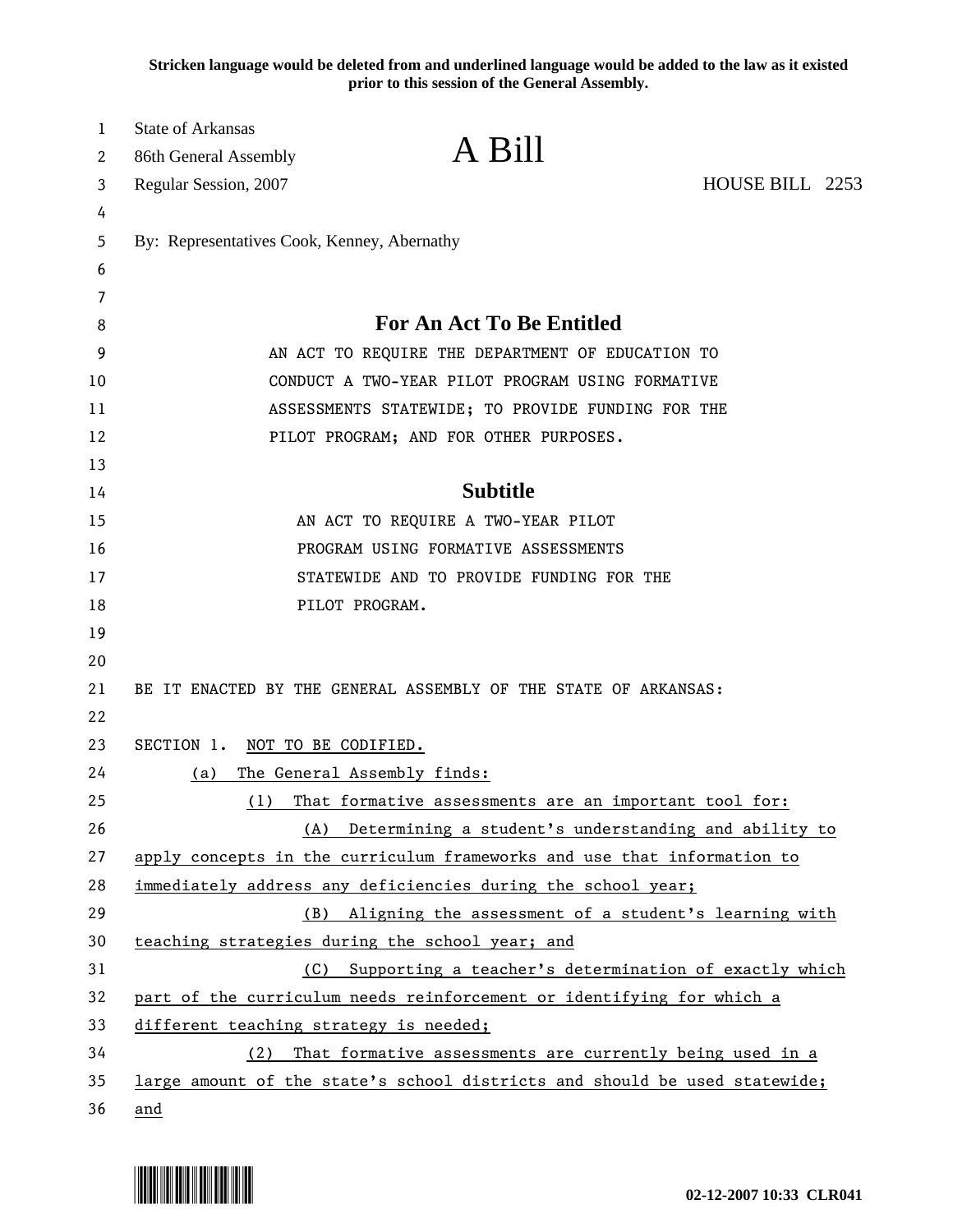**Stricken language would be deleted from and underlined language would be added to the law as it existed prior to this session of the General Assembly.**

State of Arkansas
86th General Assembly
Regular Session, 2007

# A Bill

HOUSE BILL 2253

By: Representatives Cook, Kenney, Abernathy

## For An Act To Be Entitled

AN ACT TO REQUIRE THE DEPARTMENT OF EDUCATION TO CONDUCT A TWO-YEAR PILOT PROGRAM USING FORMATIVE ASSESSMENTS STATEWIDE; TO PROVIDE FUNDING FOR THE PILOT PROGRAM; AND FOR OTHER PURPOSES.

## Subtitle

AN ACT TO REQUIRE A TWO-YEAR PILOT PROGRAM USING FORMATIVE ASSESSMENTS STATEWIDE AND TO PROVIDE FUNDING FOR THE PILOT PROGRAM.

BE IT ENACTED BY THE GENERAL ASSEMBLY OF THE STATE OF ARKANSAS:

SECTION 1. NOT TO BE CODIFIED.

(a) The General Assembly finds:

(1) That formative assessments are an important tool for:

(A) Determining a student's understanding and ability to apply concepts in the curriculum frameworks and use that information to immediately address any deficiencies during the school year;

(B) Aligning the assessment of a student's learning with teaching strategies during the school year; and

(C) Supporting a teacher's determination of exactly which part of the curriculum needs reinforcement or identifying for which a different teaching strategy is needed;

(2) That formative assessments are currently being used in a large amount of the state's school districts and should be used statewide; and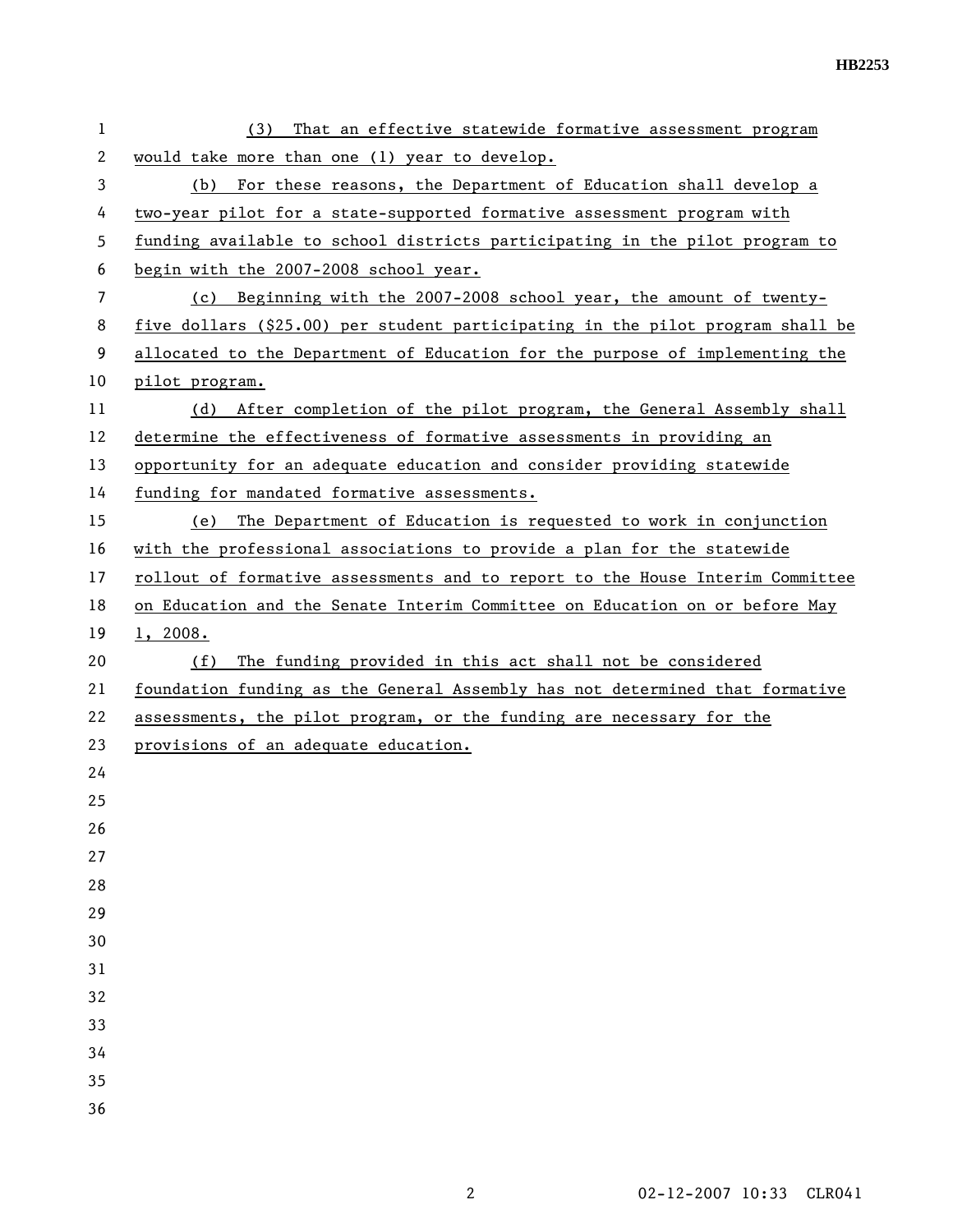(3) That an effective statewide formative assessment program would take more than one (1) year to develop.

(b) For these reasons, the Department of Education shall develop a two-year pilot for a state-supported formative assessment program with funding available to school districts participating in the pilot program to begin with the 2007-2008 school year.

(c) Beginning with the 2007-2008 school year, the amount of twenty-five dollars ($25.00) per student participating in the pilot program shall be allocated to the Department of Education for the purpose of implementing the pilot program.

(d) After completion of the pilot program, the General Assembly shall determine the effectiveness of formative assessments in providing an opportunity for an adequate education and consider providing statewide funding for mandated formative assessments.

(e) The Department of Education is requested to work in conjunction with the professional associations to provide a plan for the statewide rollout of formative assessments and to report to the House Interim Committee on Education and the Senate Interim Committee on Education on or before May 1, 2008.

(f) The funding provided in this act shall not be considered foundation funding as the General Assembly has not determined that formative assessments, the pilot program, or the funding are necessary for the provisions of an adequate education.